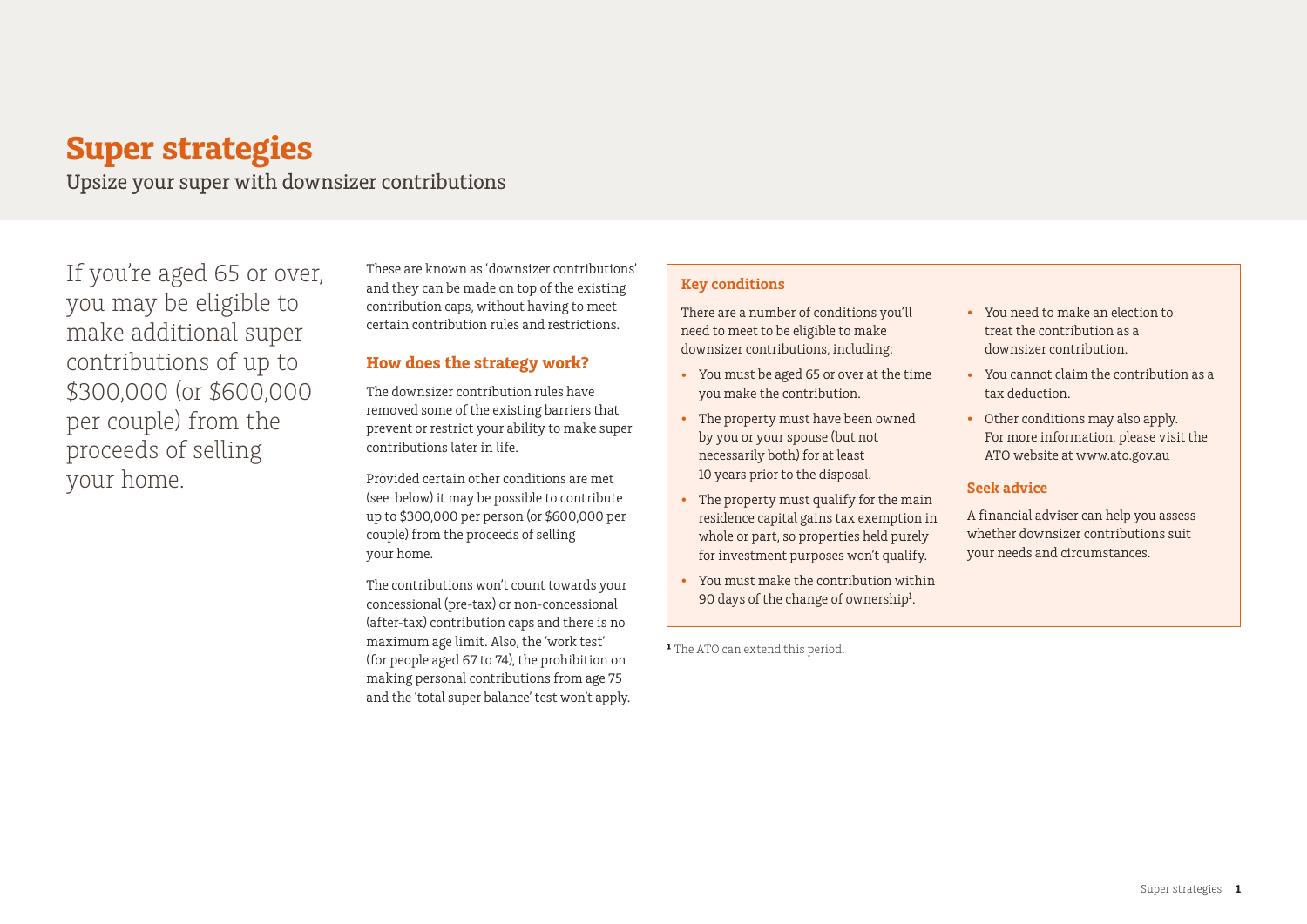# Super strategies

Upsize your super with downsizer contributions

If you're aged 65 or over, you may be eligible to make additional super contributions of up to $300,000 (or $600,000 per couple) from the proceeds of selling your home.

These are known as 'downsizer contributions' and they can be made on top of the existing contribution caps, without having to meet certain contribution rules and restrictions.

## How does the strategy work?

The downsizer contribution rules have removed some of the existing barriers that prevent or restrict your ability to make super contributions later in life.

Provided certain other conditions are met (see below) it may be possible to contribute up to $300,000 per person (or $600,000 per couple) from the proceeds of selling your home.

The contributions won't count towards your concessional (pre-tax) or non-concessional (after-tax) contribution caps and there is no maximum age limit. Also, the 'work test' (for people aged 67 to 74), the prohibition on making personal contributions from age 75 and the 'total super balance' test won't apply.

### Key conditions

There are a number of conditions you'll need to meet to be eligible to make downsizer contributions, including:

- You must be aged 65 or over at the time you make the contribution.
- The property must have been owned by you or your spouse (but not necessarily both) for at least 10 years prior to the disposal.
- The property must qualify for the main residence capital gains tax exemption in whole or part, so properties held purely for investment purposes won't qualify.
- You must make the contribution within 90 days of the change of ownership[1].
- You need to make an election to treat the contribution as a downsizer contribution.
- You cannot claim the contribution as a tax deduction.
- Other conditions may also apply. For more information, please visit the ATO website at www.ato.gov.au

### Seek advice

A financial adviser can help you assess whether downsizer contributions suit your needs and circumstances.

[1] The ATO can extend this period.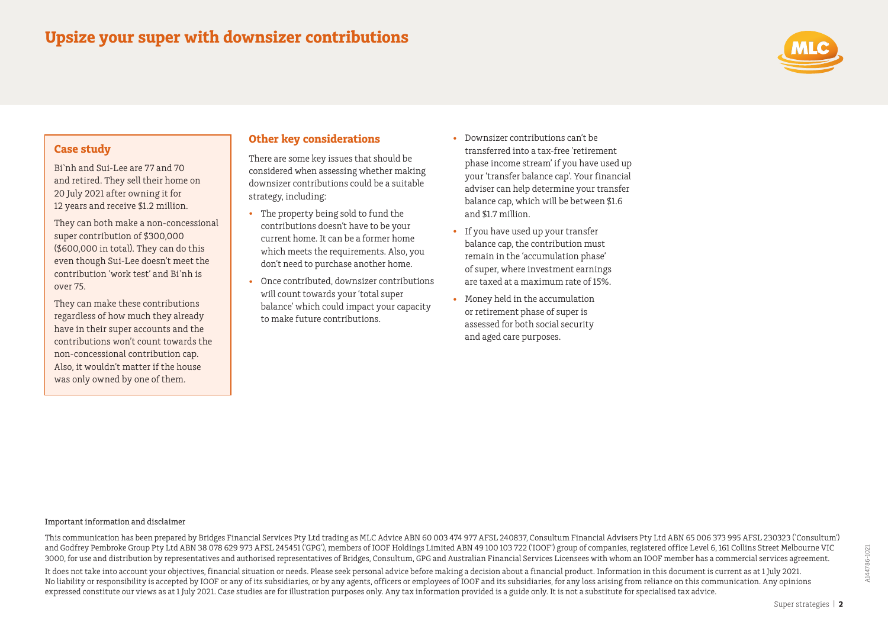# Upsize your super with downsizer contributions

## Case study

Bi`nh and Sui-Lee are 77 and 70 and retired. They sell their home on 20 July 2021 after owning it for 12 years and receive $1.2 million.

They can both make a non-concessional super contribution of $300,000 ($600,000 in total). They can do this even though Sui-Lee doesn't meet the contribution 'work test' and Bi`nh is over 75.

They can make these contributions regardless of how much they already have in their super accounts and the contributions won't count towards the non-concessional contribution cap. Also, it wouldn't matter if the house was only owned by one of them.

## Other key considerations

There are some key issues that should be considered when assessing whether making downsizer contributions could be a suitable strategy, including:

- The property being sold to fund the contributions doesn't have to be your current home. It can be a former home which meets the requirements. Also, you don't need to purchase another home.
- Once contributed, downsizer contributions will count towards your 'total super balance' which could impact your capacity to make future contributions.
- Downsizer contributions can't be transferred into a tax-free 'retirement phase income stream' if you have used up your 'transfer balance cap'. Your financial adviser can help determine your transfer balance cap, which will be between $1.6 and $1.7 million.
- If you have used up your transfer balance cap, the contribution must remain in the 'accumulation phase' of super, where investment earnings are taxed at a maximum rate of 15%.
- Money held in the accumulation or retirement phase of super is assessed for both social security and aged care purposes.

Important information and disclaimer

This communication has been prepared by Bridges Financial Services Pty Ltd trading as MLC Advice ABN 60 003 474 977 AFSL 240837, Consultum Financial Advisers Pty Ltd ABN 65 006 373 995 AFSL 230323 ('Consultum') and Godfrey Pembroke Group Pty Ltd ABN 38 078 629 973 AFSL 245451 ('GPG'), members of IOOF Holdings Limited ABN 49 100 103 722 ('IOOF') group of companies, registered office Level 6, 161 Collins Street Melbourne VIC 3000, for use and distribution by representatives and authorised representatives of Bridges, Consultum, GPG and Australian Financial Services Licensees with whom an IOOF member has a commercial services agreement.

It does not take into account your objectives, financial situation or needs. Please seek personal advice before making a decision about a financial product. Information in this document is current as at 1 July 2021. No liability or responsibility is accepted by IOOF or any of its subsidiaries, or by any agents, officers or employees of IOOF and its subsidiaries, for any loss arising from reliance on this communication. Any opinions expressed constitute our views as at 1 July 2021. Case studies are for illustration purposes only. Any tax information provided is a guide only. It is not a substitute for specialised tax advice.

A144786-1021